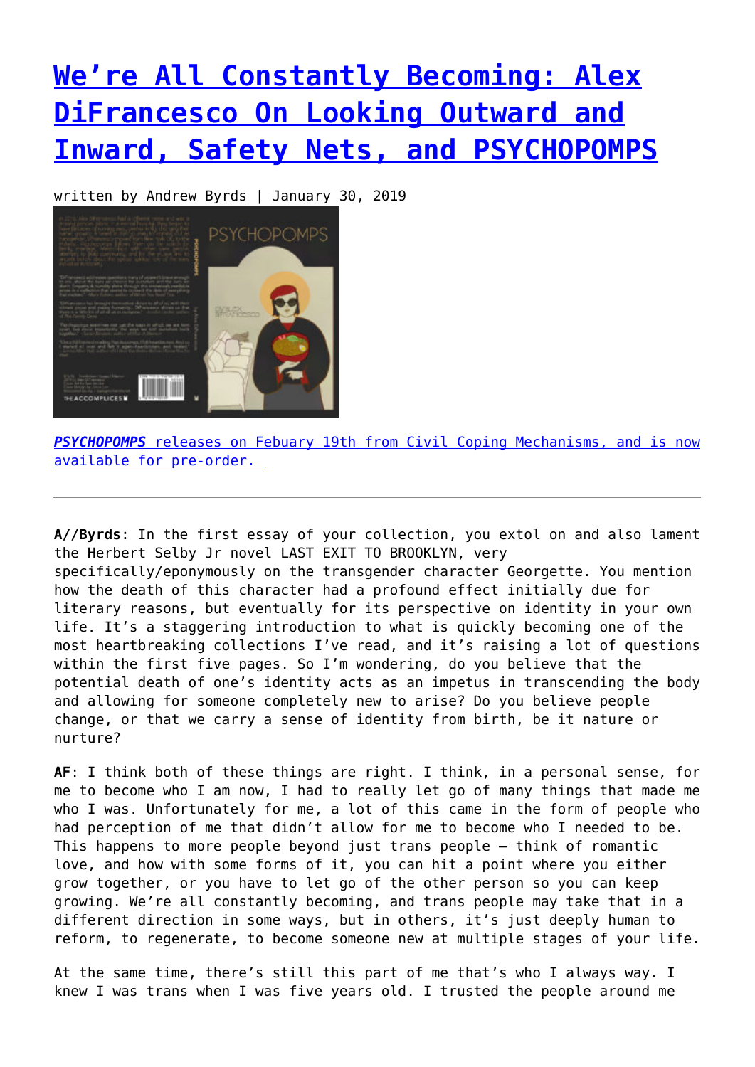# We're All Constantly Becoming: Alex DiFrancesco On Looking Outward and Inward, Safety Nets, and PSYCHOPOMPS

written by Andrew Byrds | January 30, 2019

***PSYCHOPOMPS* releases on Febuary 19th from Civil Coping Mechanisms, and is now available for pre-order.**

---

**A//Byrds**: In the first essay of your collection, you extol on and also lament the Herbert Selby Jr novel LAST EXIT TO BROOKLYN, very specifically/eponymously on the transgender character Georgette. You mention how the death of this character had a profound effect initially due for literary reasons, but eventually for its perspective on identity in your own life. It's a staggering introduction to what is quickly becoming one of the most heartbreaking collections I've read, and it's raising a lot of questions within the first five pages. So I'm wondering, do you believe that the potential death of one's identity acts as an impetus in transcending the body and allowing for someone completely new to arise? Do you believe people change, or that we carry a sense of identity from birth, be it nature or nurture?

**AF**: I think both of these things are right. I think, in a personal sense, for me to become who I am now, I had to really let go of many things that made me who I was. Unfortunately for me, a lot of this came in the form of people who had perception of me that didn't allow for me to become who I needed to be. This happens to more people beyond just trans people – think of romantic love, and how with some forms of it, you can hit a point where you either grow together, or you have to let go of the other person so you can keep growing. We're all constantly becoming, and trans people may take that in a different direction in some ways, but in others, it's just deeply human to reform, to regenerate, to become someone new at multiple stages of your life.

At the same time, there's still this part of me that's who I always way. I knew I was trans when I was five years old. I trusted the people around me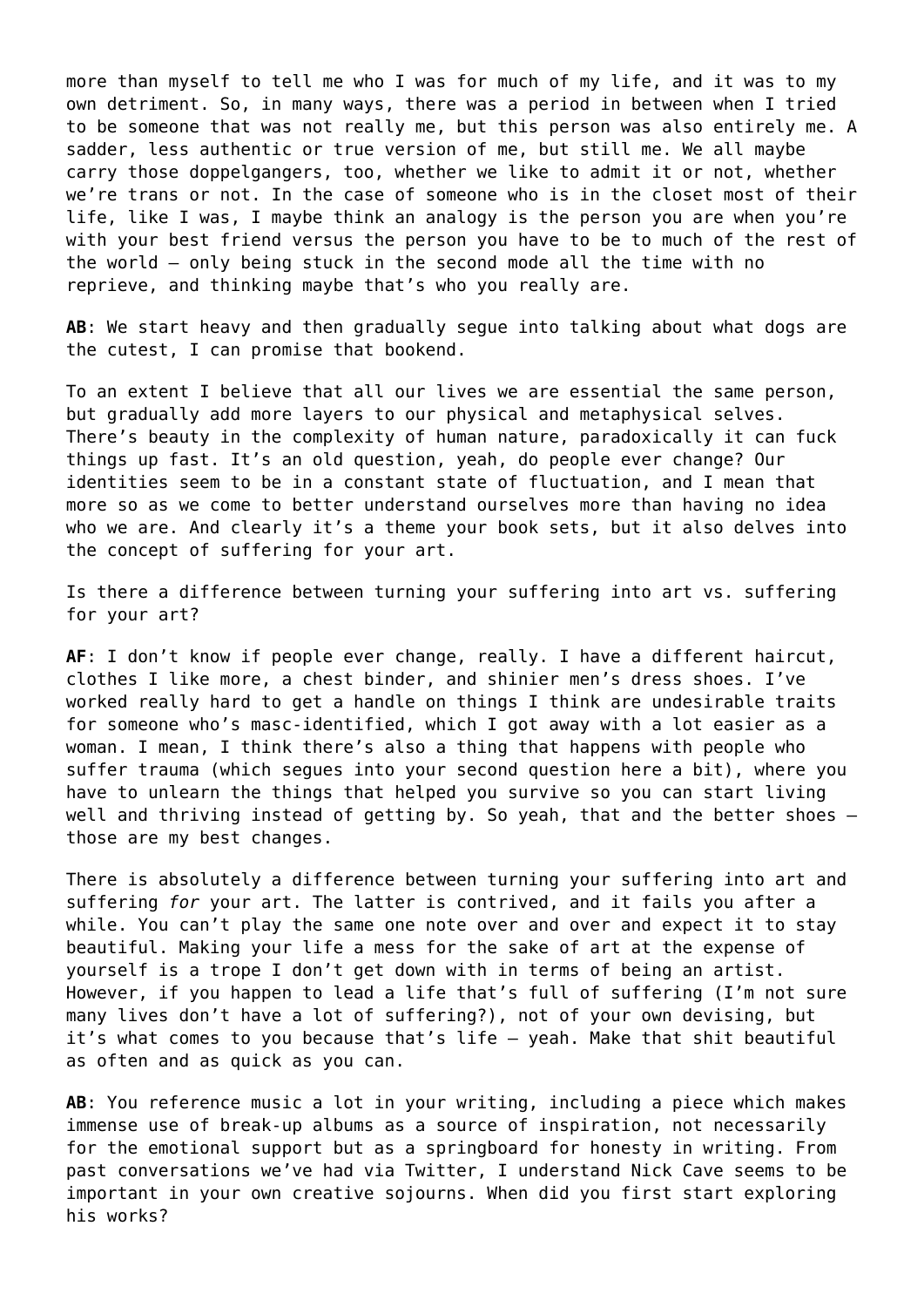more than myself to tell me who I was for much of my life, and it was to my own detriment. So, in many ways, there was a period in between when I tried to be someone that was not really me, but this person was also entirely me. A sadder, less authentic or true version of me, but still me. We all maybe carry those doppelgangers, too, whether we like to admit it or not, whether we're trans or not. In the case of someone who is in the closet most of their life, like I was, I maybe think an analogy is the person you are when you're with your best friend versus the person you have to be to much of the rest of the world — only being stuck in the second mode all the time with no reprieve, and thinking maybe that's who you really are.

**AB**: We start heavy and then gradually segue into talking about what dogs are the cutest, I can promise that bookend.

To an extent I believe that all our lives we are essential the same person, but gradually add more layers to our physical and metaphysical selves. There's beauty in the complexity of human nature, paradoxically it can fuck things up fast. It's an old question, yeah, do people ever change? Our identities seem to be in a constant state of fluctuation, and I mean that more so as we come to better understand ourselves more than having no idea who we are. And clearly it's a theme your book sets, but it also delves into the concept of suffering for your art.

Is there a difference between turning your suffering into art vs. suffering for your art?

**AF**: I don't know if people ever change, really. I have a different haircut, clothes I like more, a chest binder, and shinier men's dress shoes. I've worked really hard to get a handle on things I think are undesirable traits for someone who's masc-identified, which I got away with a lot easier as a woman. I mean, I think there's also a thing that happens with people who suffer trauma (which segues into your second question here a bit), where you have to unlearn the things that helped you survive so you can start living well and thriving instead of getting by. So yeah, that and the better shoes — those are my best changes.

There is absolutely a difference between turning your suffering into art and suffering *for* your art. The latter is contrived, and it fails you after a while. You can't play the same one note over and over and expect it to stay beautiful. Making your life a mess for the sake of art at the expense of yourself is a trope I don't get down with in terms of being an artist. However, if you happen to lead a life that's full of suffering (I'm not sure many lives don't have a lot of suffering?), not of your own devising, but it's what comes to you because that's life — yeah. Make that shit beautiful as often and as quick as you can.

**AB**: You reference music a lot in your writing, including a piece which makes immense use of break-up albums as a source of inspiration, not necessarily for the emotional support but as a springboard for honesty in writing. From past conversations we've had via Twitter, I understand Nick Cave seems to be important in your own creative sojourns. When did you first start exploring his works?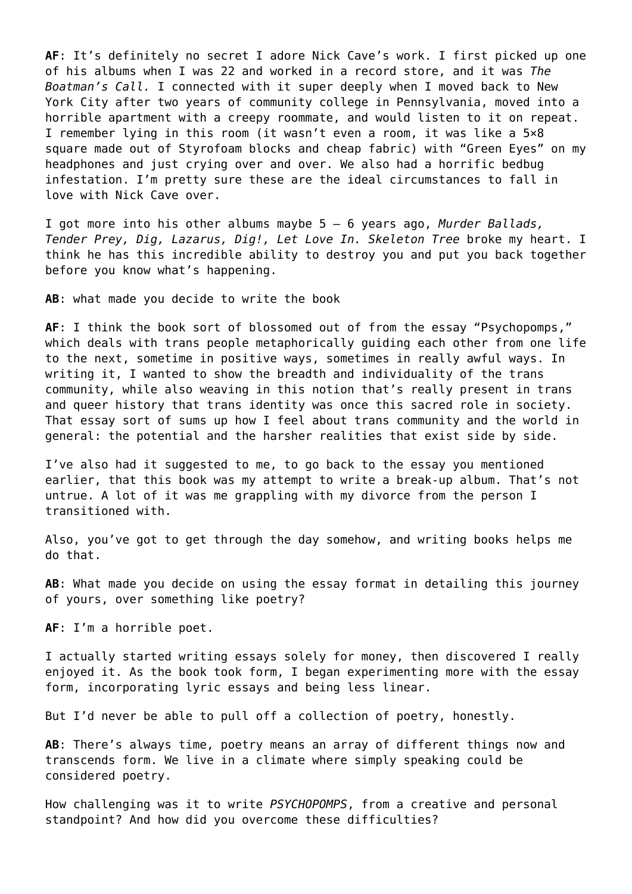**AF**: It's definitely no secret I adore Nick Cave's work. I first picked up one of his albums when I was 22 and worked in a record store, and it was *The Boatman's Call.* I connected with it super deeply when I moved back to New York City after two years of community college in Pennsylvania, moved into a horrible apartment with a creepy roommate, and would listen to it on repeat. I remember lying in this room (it wasn't even a room, it was like a 5×8 square made out of Styrofoam blocks and cheap fabric) with "Green Eyes" on my headphones and just crying over and over. We also had a horrific bedbug infestation. I'm pretty sure these are the ideal circumstances to fall in love with Nick Cave over.

I got more into his other albums maybe 5 – 6 years ago, *Murder Ballads, Tender Prey, Dig, Lazarus, Dig!, Let Love In. Skeleton Tree* broke my heart. I think he has this incredible ability to destroy you and put you back together before you know what's happening.

**AB**: what made you decide to write the book

**AF**: I think the book sort of blossomed out of from the essay "Psychopomps," which deals with trans people metaphorically guiding each other from one life to the next, sometime in positive ways, sometimes in really awful ways. In writing it, I wanted to show the breadth and individuality of the trans community, while also weaving in this notion that's really present in trans and queer history that trans identity was once this sacred role in society. That essay sort of sums up how I feel about trans community and the world in general: the potential and the harsher realities that exist side by side.

I've also had it suggested to me, to go back to the essay you mentioned earlier, that this book was my attempt to write a break-up album. That's not untrue. A lot of it was me grappling with my divorce from the person I transitioned with.

Also, you've got to get through the day somehow, and writing books helps me do that.

**AB**: What made you decide on using the essay format in detailing this journey of yours, over something like poetry?

**AF**: I'm a horrible poet.

I actually started writing essays solely for money, then discovered I really enjoyed it. As the book took form, I began experimenting more with the essay form, incorporating lyric essays and being less linear.

But I'd never be able to pull off a collection of poetry, honestly.

**AB**: There's always time, poetry means an array of different things now and transcends form. We live in a climate where simply speaking could be considered poetry.

How challenging was it to write *PSYCHOPOMPS*, from a creative and personal standpoint? And how did you overcome these difficulties?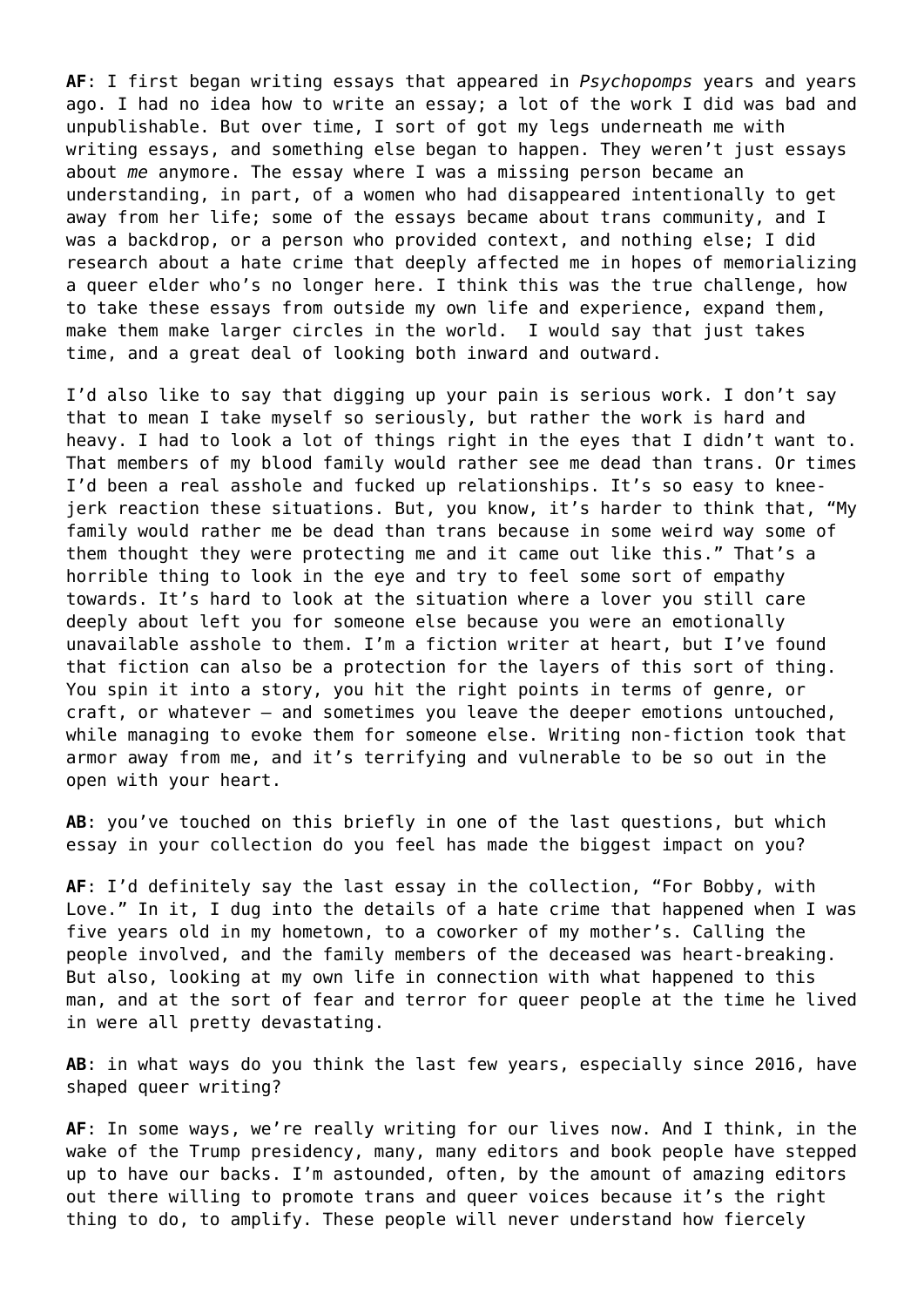**AF**: I first began writing essays that appeared in *Psychopomps* years and years ago. I had no idea how to write an essay; a lot of the work I did was bad and unpublishable. But over time, I sort of got my legs underneath me with writing essays, and something else began to happen. They weren't just essays about *me* anymore. The essay where I was a missing person became an understanding, in part, of a women who had disappeared intentionally to get away from her life; some of the essays became about trans community, and I was a backdrop, or a person who provided context, and nothing else; I did research about a hate crime that deeply affected me in hopes of memorializing a queer elder who's no longer here. I think this was the true challenge, how to take these essays from outside my own life and experience, expand them, make them make larger circles in the world.  I would say that just takes time, and a great deal of looking both inward and outward.

I'd also like to say that digging up your pain is serious work. I don't say that to mean I take myself so seriously, but rather the work is hard and heavy. I had to look a lot of things right in the eyes that I didn't want to. That members of my blood family would rather see me dead than trans. Or times I'd been a real asshole and fucked up relationships. It's so easy to knee-jerk reaction these situations. But, you know, it's harder to think that, "My family would rather me be dead than trans because in some weird way some of them thought they were protecting me and it came out like this." That's a horrible thing to look in the eye and try to feel some sort of empathy towards. It's hard to look at the situation where a lover you still care deeply about left you for someone else because you were an emotionally unavailable asshole to them. I'm a fiction writer at heart, but I've found that fiction can also be a protection for the layers of this sort of thing. You spin it into a story, you hit the right points in terms of genre, or craft, or whatever – and sometimes you leave the deeper emotions untouched, while managing to evoke them for someone else. Writing non-fiction took that armor away from me, and it's terrifying and vulnerable to be so out in the open with your heart.

**AB**: you've touched on this briefly in one of the last questions, but which essay in your collection do you feel has made the biggest impact on you?

**AF**: I'd definitely say the last essay in the collection, "For Bobby, with Love." In it, I dug into the details of a hate crime that happened when I was five years old in my hometown, to a coworker of my mother's. Calling the people involved, and the family members of the deceased was heart-breaking. But also, looking at my own life in connection with what happened to this man, and at the sort of fear and terror for queer people at the time he lived in were all pretty devastating.

**AB**: in what ways do you think the last few years, especially since 2016, have shaped queer writing?

**AF**: In some ways, we're really writing for our lives now. And I think, in the wake of the Trump presidency, many, many editors and book people have stepped up to have our backs. I'm astounded, often, by the amount of amazing editors out there willing to promote trans and queer voices because it's the right thing to do, to amplify. These people will never understand how fiercely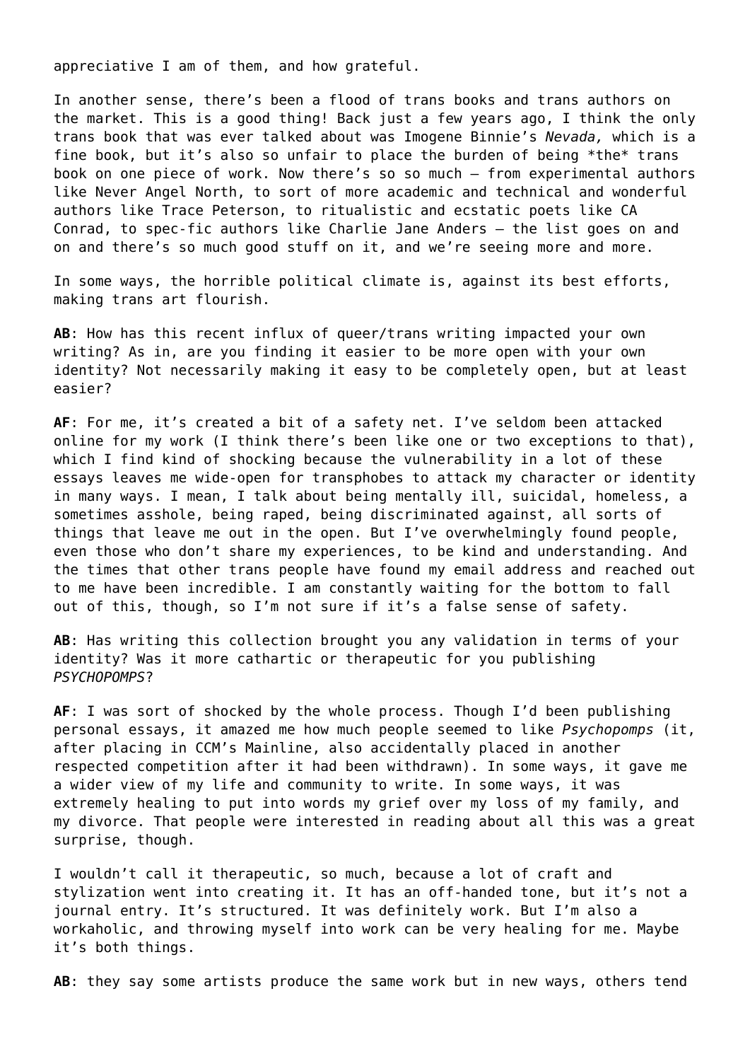appreciative I am of them, and how grateful.

In another sense, there's been a flood of trans books and trans authors on the market. This is a good thing! Back just a few years ago, I think the only trans book that was ever talked about was Imogene Binnie's *Nevada,* which is a fine book, but it's also so unfair to place the burden of being *the* trans book on one piece of work. Now there's so so much – from experimental authors like Never Angel North, to sort of more academic and technical and wonderful authors like Trace Peterson, to ritualistic and ecstatic poets like CA Conrad, to spec-fic authors like Charlie Jane Anders – the list goes on and on and there's so much good stuff on it, and we're seeing more and more.

In some ways, the horrible political climate is, against its best efforts, making trans art flourish.

**AB**: How has this recent influx of queer/trans writing impacted your own writing? As in, are you finding it easier to be more open with your own identity? Not necessarily making it easy to be completely open, but at least easier?

**AF**: For me, it's created a bit of a safety net. I've seldom been attacked online for my work (I think there's been like one or two exceptions to that), which I find kind of shocking because the vulnerability in a lot of these essays leaves me wide-open for transphobes to attack my character or identity in many ways. I mean, I talk about being mentally ill, suicidal, homeless, a sometimes asshole, being raped, being discriminated against, all sorts of things that leave me out in the open. But I've overwhelmingly found people, even those who don't share my experiences, to be kind and understanding. And the times that other trans people have found my email address and reached out to me have been incredible. I am constantly waiting for the bottom to fall out of this, though, so I'm not sure if it's a false sense of safety.

**AB**: Has writing this collection brought you any validation in terms of your identity? Was it more cathartic or therapeutic for you publishing *PSYCHOPOMPS*?

**AF**: I was sort of shocked by the whole process. Though I'd been publishing personal essays, it amazed me how much people seemed to like *Psychopomps* (it, after placing in CCM's Mainline, also accidentally placed in another respected competition after it had been withdrawn). In some ways, it gave me a wider view of my life and community to write. In some ways, it was extremely healing to put into words my grief over my loss of my family, and my divorce. That people were interested in reading about all this was a great surprise, though.

I wouldn't call it therapeutic, so much, because a lot of craft and stylization went into creating it. It has an off-handed tone, but it's not a journal entry. It's structured. It was definitely work. But I'm also a workaholic, and throwing myself into work can be very healing for me. Maybe it's both things.

**AB**: they say some artists produce the same work but in new ways, others tend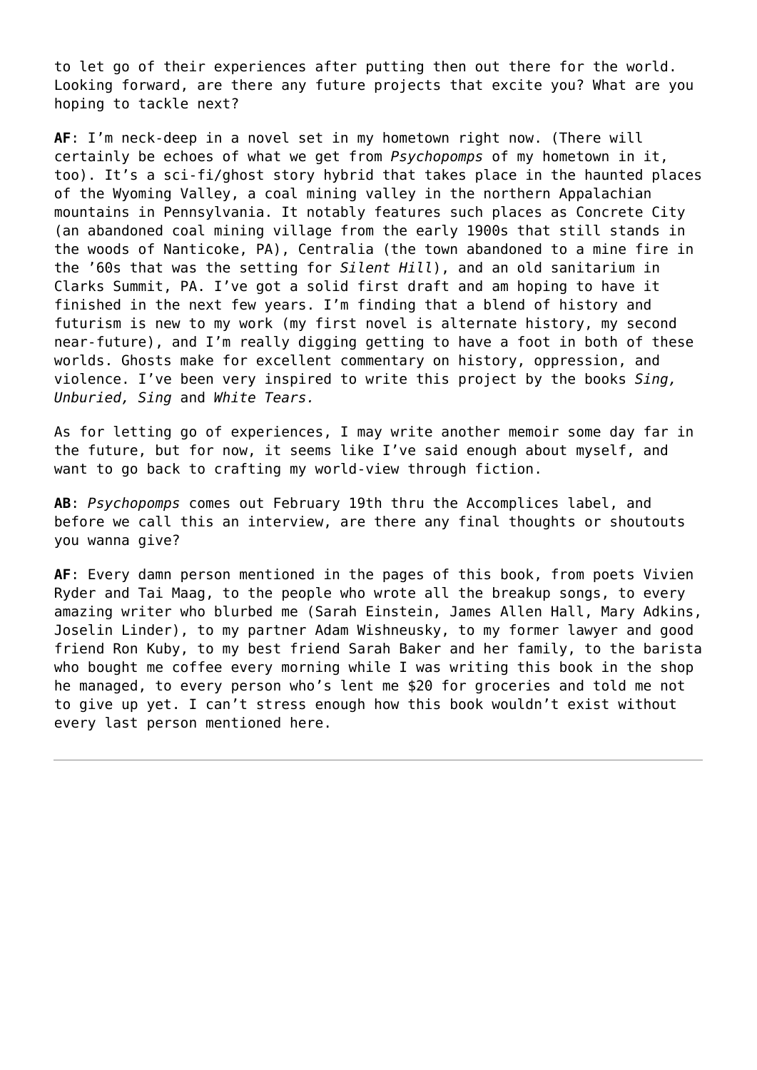to let go of their experiences after putting then out there for the world. Looking forward, are there any future projects that excite you? What are you hoping to tackle next?

**AF**: I'm neck-deep in a novel set in my hometown right now. (There will certainly be echoes of what we get from *Psychopomps* of my hometown in it, too). It's a sci-fi/ghost story hybrid that takes place in the haunted places of the Wyoming Valley, a coal mining valley in the northern Appalachian mountains in Pennsylvania. It notably features such places as Concrete City (an abandoned coal mining village from the early 1900s that still stands in the woods of Nanticoke, PA), Centralia (the town abandoned to a mine fire in the '60s that was the setting for *Silent Hill*), and an old sanitarium in Clarks Summit, PA. I've got a solid first draft and am hoping to have it finished in the next few years. I'm finding that a blend of history and futurism is new to my work (my first novel is alternate history, my second near-future), and I'm really digging getting to have a foot in both of these worlds. Ghosts make for excellent commentary on history, oppression, and violence. I've been very inspired to write this project by the books *Sing, Unburied, Sing* and *White Tears.*

As for letting go of experiences, I may write another memoir some day far in the future, but for now, it seems like I've said enough about myself, and want to go back to crafting my world-view through fiction.

**AB**: *Psychopomps* comes out February 19th thru the Accomplices label, and before we call this an interview, are there any final thoughts or shoutouts you wanna give?

**AF**: Every damn person mentioned in the pages of this book, from poets Vivien Ryder and Tai Maag, to the people who wrote all the breakup songs, to every amazing writer who blurbed me (Sarah Einstein, James Allen Hall, Mary Adkins, Joselin Linder), to my partner Adam Wishneusky, to my former lawyer and good friend Ron Kuby, to my best friend Sarah Baker and her family, to the barista who bought me coffee every morning while I was writing this book in the shop he managed, to every person who's lent me $20 for groceries and told me not to give up yet. I can't stress enough how this book wouldn't exist without every last person mentioned here.

---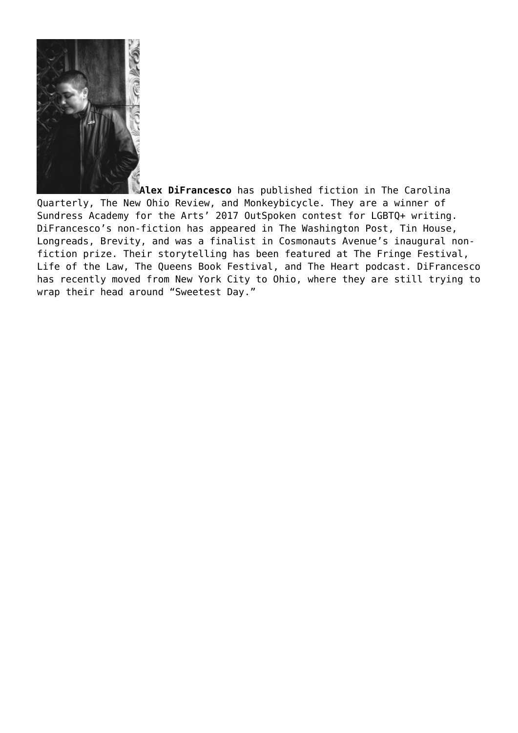**Alex DiFrancesco** has published fiction in The Carolina Quarterly, The New Ohio Review, and Monkeybicycle. They are a winner of Sundress Academy for the Arts' 2017 OutSpoken contest for LGBTQ+ writing. DiFrancesco's non-fiction has appeared in The Washington Post, Tin House, Longreads, Brevity, and was a finalist in Cosmonauts Avenue's inaugural non-fiction prize. Their storytelling has been featured at The Fringe Festival, Life of the Law, The Queens Book Festival, and The Heart podcast. DiFrancesco has recently moved from New York City to Ohio, where they are still trying to wrap their head around "Sweetest Day."